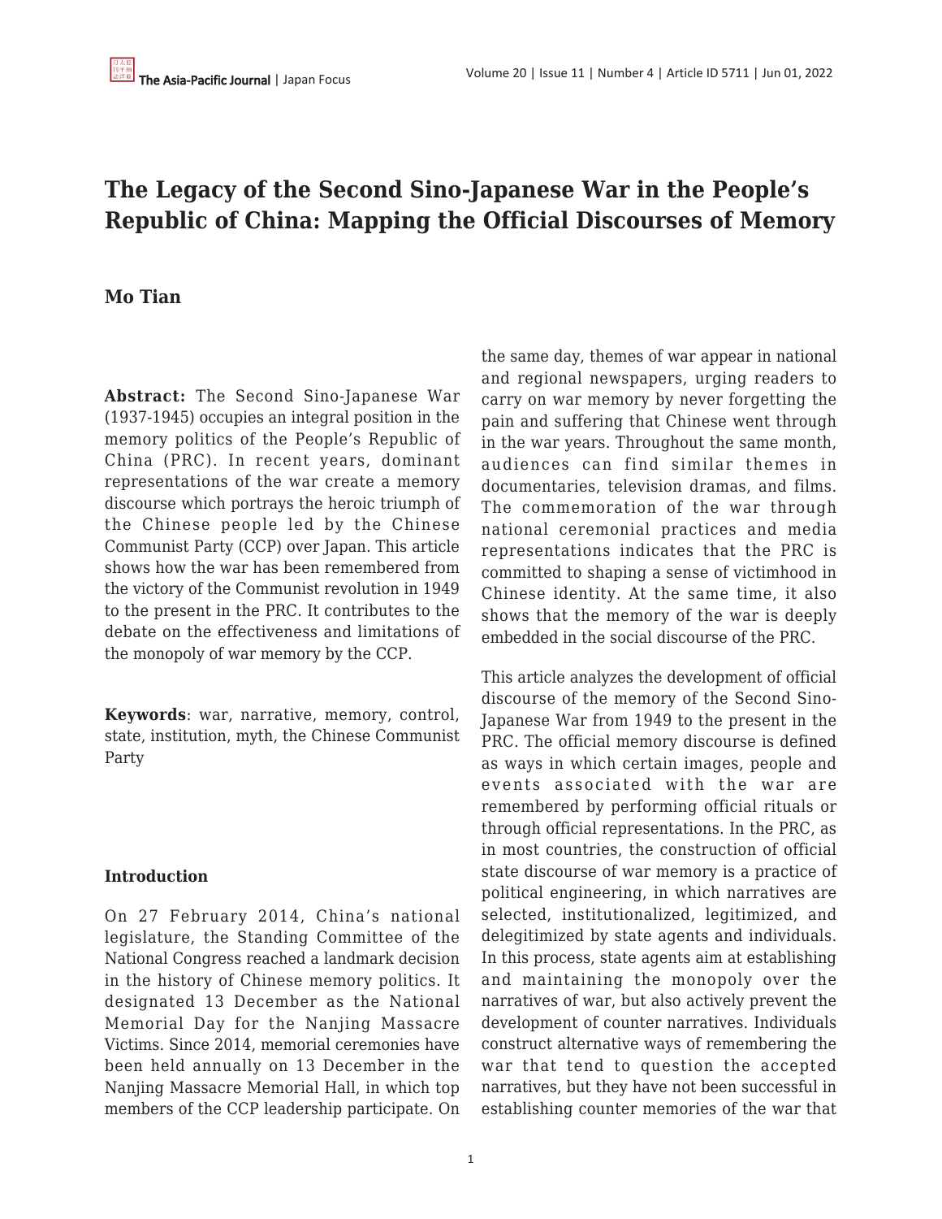# The Legacy of the Second Sino-Japanese War in the People's Republic of China: Mapping the Official Discourses of Memory

**Mo Tian**

**Abstract:** The Second Sino-Japanese War (1937-1945) occupies an integral position in the memory politics of the People's Republic of China (PRC). In recent years, dominant representations of the war create a memory discourse which portrays the heroic triumph of the Chinese people led by the Chinese Communist Party (CCP) over Japan. This article shows how the war has been remembered from the victory of the Communist revolution in 1949 to the present in the PRC. It contributes to the debate on the effectiveness and limitations of the monopoly of war memory by the CCP.

**Keywords**: war, narrative, memory, control, state, institution, myth, the Chinese Communist Party

### Introduction

On 27 February 2014, China's national legislature, the Standing Committee of the National Congress reached a landmark decision in the history of Chinese memory politics. It designated 13 December as the National Memorial Day for the Nanjing Massacre Victims. Since 2014, memorial ceremonies have been held annually on 13 December in the Nanjing Massacre Memorial Hall, in which top members of the CCP leadership participate. On the same day, themes of war appear in national and regional newspapers, urging readers to carry on war memory by never forgetting the pain and suffering that Chinese went through in the war years. Throughout the same month, audiences can find similar themes in documentaries, television dramas, and films. The commemoration of the war through national ceremonial practices and media representations indicates that the PRC is committed to shaping a sense of victimhood in Chinese identity. At the same time, it also shows that the memory of the war is deeply embedded in the social discourse of the PRC.

This article analyzes the development of official discourse of the memory of the Second Sino-Japanese War from 1949 to the present in the PRC. The official memory discourse is defined as ways in which certain images, people and events associated with the war are remembered by performing official rituals or through official representations. In the PRC, as in most countries, the construction of official state discourse of war memory is a practice of political engineering, in which narratives are selected, institutionalized, legitimized, and delegitimized by state agents and individuals. In this process, state agents aim at establishing and maintaining the monopoly over the narratives of war, but also actively prevent the development of counter narratives. Individuals construct alternative ways of remembering the war that tend to question the accepted narratives, but they have not been successful in establishing counter memories of the war that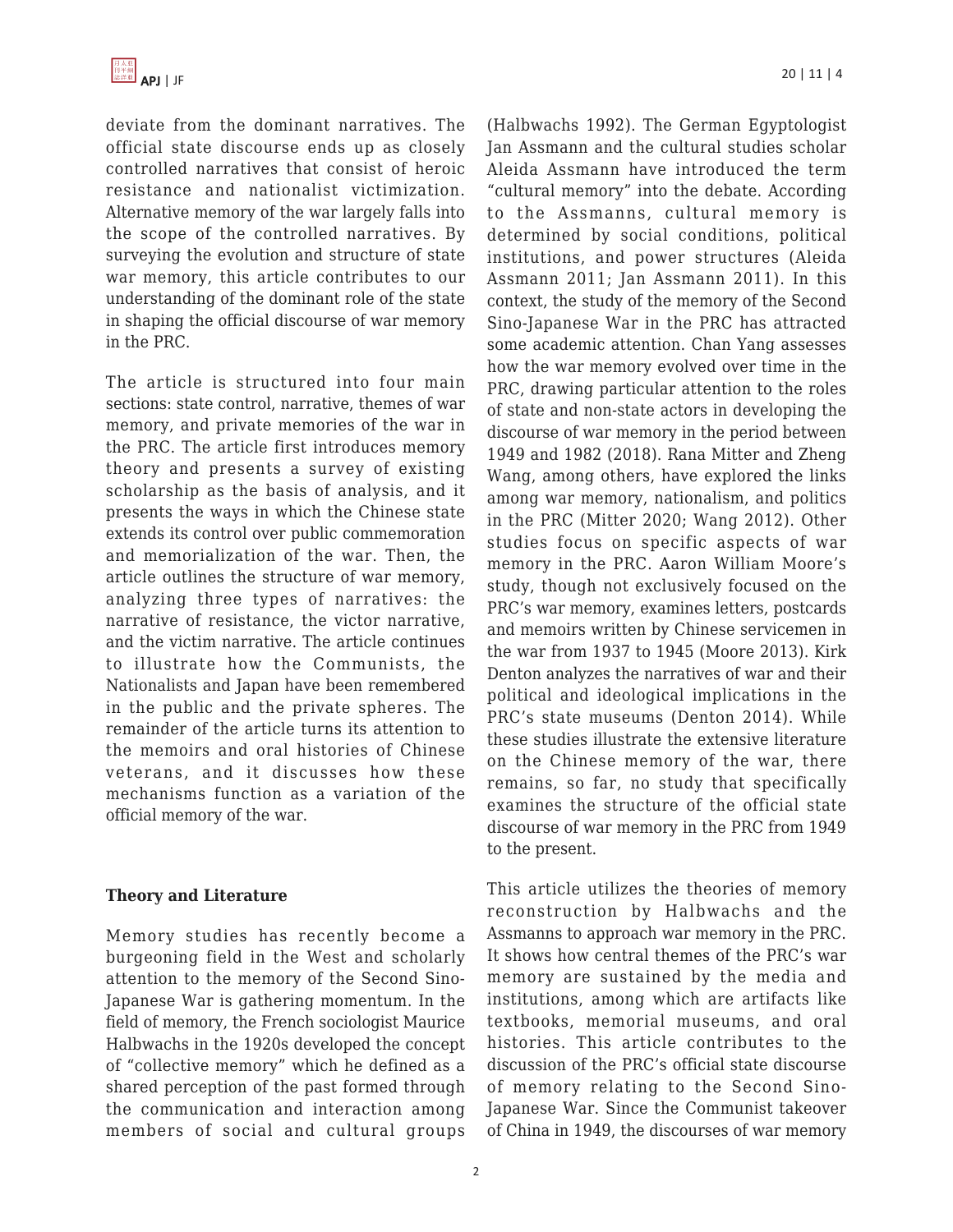deviate from the dominant narratives. The official state discourse ends up as closely controlled narratives that consist of heroic resistance and nationalist victimization. Alternative memory of the war largely falls into the scope of the controlled narratives. By surveying the evolution and structure of state war memory, this article contributes to our understanding of the dominant role of the state in shaping the official discourse of war memory in the PRC.

The article is structured into four main sections: state control, narrative, themes of war memory, and private memories of the war in the PRC. The article first introduces memory theory and presents a survey of existing scholarship as the basis of analysis, and it presents the ways in which the Chinese state extends its control over public commemoration and memorialization of the war. Then, the article outlines the structure of war memory, analyzing three types of narratives: the narrative of resistance, the victor narrative, and the victim narrative. The article continues to illustrate how the Communists, the Nationalists and Japan have been remembered in the public and the private spheres. The remainder of the article turns its attention to the memoirs and oral histories of Chinese veterans, and it discusses how these mechanisms function as a variation of the official memory of the war.

**Theory and Literature**

Memory studies has recently become a burgeoning field in the West and scholarly attention to the memory of the Second Sino-Japanese War is gathering momentum. In the field of memory, the French sociologist Maurice Halbwachs in the 1920s developed the concept of "collective memory" which he defined as a shared perception of the past formed through the communication and interaction among members of social and cultural groups (Halbwachs 1992). The German Egyptologist Jan Assmann and the cultural studies scholar Aleida Assmann have introduced the term "cultural memory" into the debate. According to the Assmanns, cultural memory is determined by social conditions, political institutions, and power structures (Aleida Assmann 2011; Jan Assmann 2011). In this context, the study of the memory of the Second Sino-Japanese War in the PRC has attracted some academic attention. Chan Yang assesses how the war memory evolved over time in the PRC, drawing particular attention to the roles of state and non-state actors in developing the discourse of war memory in the period between 1949 and 1982 (2018). Rana Mitter and Zheng Wang, among others, have explored the links among war memory, nationalism, and politics in the PRC (Mitter 2020; Wang 2012). Other studies focus on specific aspects of war memory in the PRC. Aaron William Moore's study, though not exclusively focused on the PRC's war memory, examines letters, postcards and memoirs written by Chinese servicemen in the war from 1937 to 1945 (Moore 2013). Kirk Denton analyzes the narratives of war and their political and ideological implications in the PRC's state museums (Denton 2014). While these studies illustrate the extensive literature on the Chinese memory of the war, there remains, so far, no study that specifically examines the structure of the official state discourse of war memory in the PRC from 1949 to the present.

This article utilizes the theories of memory reconstruction by Halbwachs and the Assmanns to approach war memory in the PRC. It shows how central themes of the PRC's war memory are sustained by the media and institutions, among which are artifacts like textbooks, memorial museums, and oral histories. This article contributes to the discussion of the PRC's official state discourse of memory relating to the Second Sino-Japanese War. Since the Communist takeover of China in 1949, the discourses of war memory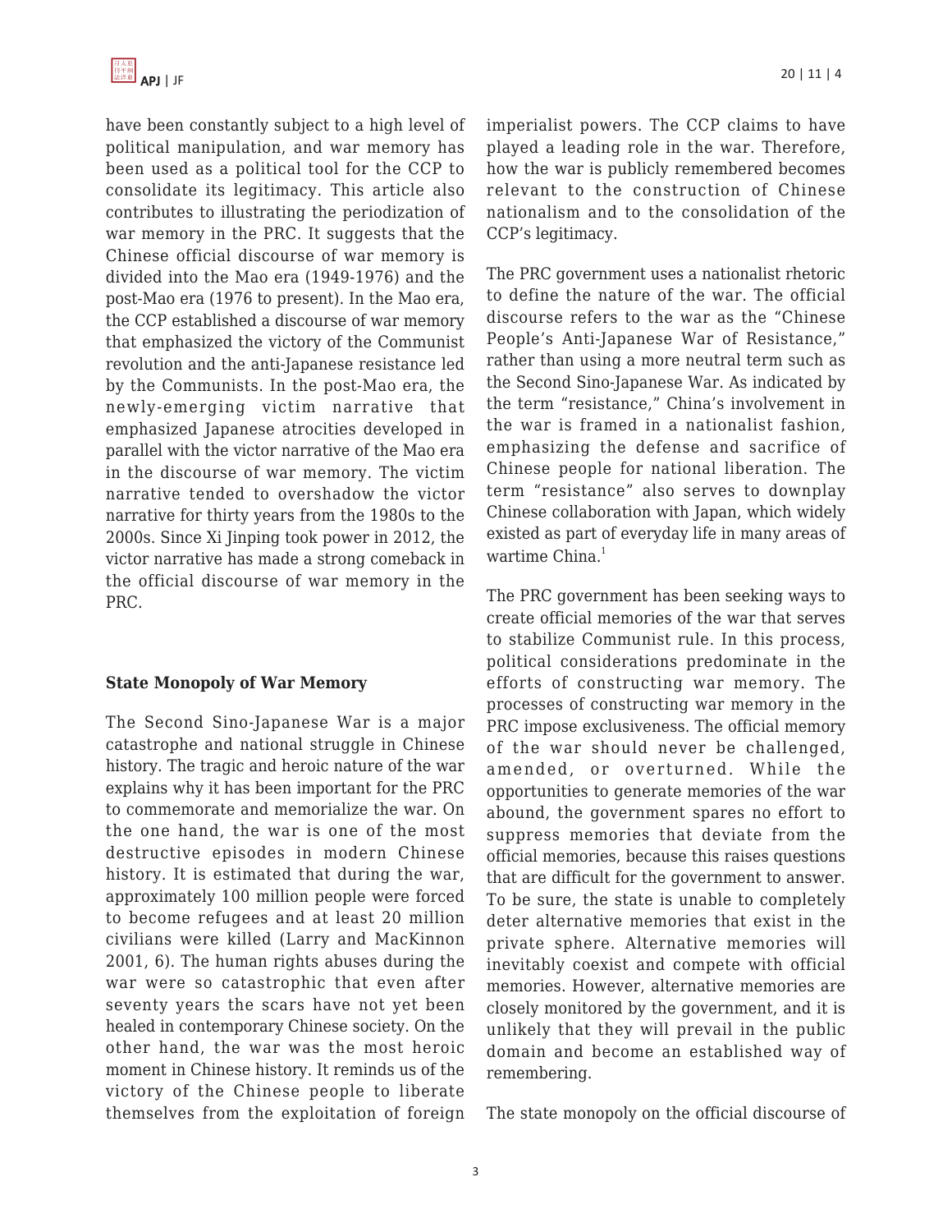have been constantly subject to a high level of political manipulation, and war memory has been used as a political tool for the CCP to consolidate its legitimacy. This article also contributes to illustrating the periodization of war memory in the PRC. It suggests that the Chinese official discourse of war memory is divided into the Mao era (1949-1976) and the post-Mao era (1976 to present). In the Mao era, the CCP established a discourse of war memory that emphasized the victory of the Communist revolution and the anti-Japanese resistance led by the Communists. In the post-Mao era, the newly-emerging victim narrative that emphasized Japanese atrocities developed in parallel with the victor narrative of the Mao era in the discourse of war memory. The victim narrative tended to overshadow the victor narrative for thirty years from the 1980s to the 2000s. Since Xi Jinping took power in 2012, the victor narrative has made a strong comeback in the official discourse of war memory in the PRC.

## State Monopoly of War Memory

The Second Sino-Japanese War is a major catastrophe and national struggle in Chinese history. The tragic and heroic nature of the war explains why it has been important for the PRC to commemorate and memorialize the war. On the one hand, the war is one of the most destructive episodes in modern Chinese history. It is estimated that during the war, approximately 100 million people were forced to become refugees and at least 20 million civilians were killed (Larry and MacKinnon 2001, 6). The human rights abuses during the war were so catastrophic that even after seventy years the scars have not yet been healed in contemporary Chinese society. On the other hand, the war was the most heroic moment in Chinese history. It reminds us of the victory of the Chinese people to liberate themselves from the exploitation of foreign imperialist powers. The CCP claims to have played a leading role in the war. Therefore, how the war is publicly remembered becomes relevant to the construction of Chinese nationalism and to the consolidation of the CCP's legitimacy.

The PRC government uses a nationalist rhetoric to define the nature of the war. The official discourse refers to the war as the "Chinese People's Anti-Japanese War of Resistance," rather than using a more neutral term such as the Second Sino-Japanese War. As indicated by the term "resistance," China's involvement in the war is framed in a nationalist fashion, emphasizing the defense and sacrifice of Chinese people for national liberation. The term "resistance" also serves to downplay Chinese collaboration with Japan, which widely existed as part of everyday life in many areas of wartime China.[1]

The PRC government has been seeking ways to create official memories of the war that serves to stabilize Communist rule. In this process, political considerations predominate in the efforts of constructing war memory. The processes of constructing war memory in the PRC impose exclusiveness. The official memory of the war should never be challenged, amended, or overturned. While the opportunities to generate memories of the war abound, the government spares no effort to suppress memories that deviate from the official memories, because this raises questions that are difficult for the government to answer. To be sure, the state is unable to completely deter alternative memories that exist in the private sphere. Alternative memories will inevitably coexist and compete with official memories. However, alternative memories are closely monitored by the government, and it is unlikely that they will prevail in the public domain and become an established way of remembering.

The state monopoly on the official discourse of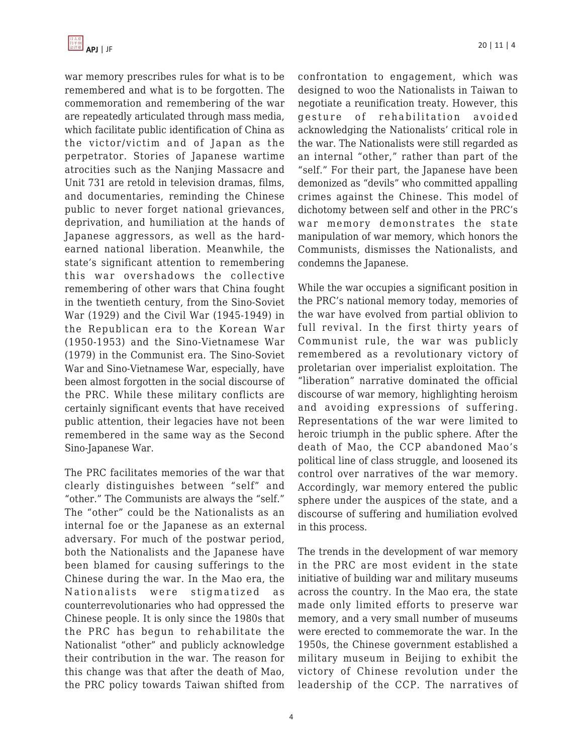war memory prescribes rules for what is to be remembered and what is to be forgotten. The commemoration and remembering of the war are repeatedly articulated through mass media, which facilitate public identification of China as the victor/victim and of Japan as the perpetrator. Stories of Japanese wartime atrocities such as the Nanjing Massacre and Unit 731 are retold in television dramas, films, and documentaries, reminding the Chinese public to never forget national grievances, deprivation, and humiliation at the hands of Japanese aggressors, as well as the hard-earned national liberation. Meanwhile, the state's significant attention to remembering this war overshadows the collective remembering of other wars that China fought in the twentieth century, from the Sino-Soviet War (1929) and the Civil War (1945-1949) in the Republican era to the Korean War (1950-1953) and the Sino-Vietnamese War (1979) in the Communist era. The Sino-Soviet War and Sino-Vietnamese War, especially, have been almost forgotten in the social discourse of the PRC. While these military conflicts are certainly significant events that have received public attention, their legacies have not been remembered in the same way as the Second Sino-Japanese War.

The PRC facilitates memories of the war that clearly distinguishes between "self" and "other." The Communists are always the "self." The "other" could be the Nationalists as an internal foe or the Japanese as an external adversary. For much of the postwar period, both the Nationalists and the Japanese have been blamed for causing sufferings to the Chinese during the war. In the Mao era, the Nationalists were stigmatized as counterrevolutionaries who had oppressed the Chinese people. It is only since the 1980s that the PRC has begun to rehabilitate the Nationalist "other" and publicly acknowledge their contribution in the war. The reason for this change was that after the death of Mao, the PRC policy towards Taiwan shifted from confrontation to engagement, which was designed to woo the Nationalists in Taiwan to negotiate a reunification treaty. However, this gesture of rehabilitation avoided acknowledging the Nationalists' critical role in the war. The Nationalists were still regarded as an internal "other," rather than part of the "self." For their part, the Japanese have been demonized as "devils" who committed appalling crimes against the Chinese. This model of dichotomy between self and other in the PRC's war memory demonstrates the state manipulation of war memory, which honors the Communists, dismisses the Nationalists, and condemns the Japanese.

While the war occupies a significant position in the PRC's national memory today, memories of the war have evolved from partial oblivion to full revival. In the first thirty years of Communist rule, the war was publicly remembered as a revolutionary victory of proletarian over imperialist exploitation. The "liberation" narrative dominated the official discourse of war memory, highlighting heroism and avoiding expressions of suffering. Representations of the war were limited to heroic triumph in the public sphere. After the death of Mao, the CCP abandoned Mao's political line of class struggle, and loosened its control over narratives of the war memory. Accordingly, war memory entered the public sphere under the auspices of the state, and a discourse of suffering and humiliation evolved in this process.

The trends in the development of war memory in the PRC are most evident in the state initiative of building war and military museums across the country. In the Mao era, the state made only limited efforts to preserve war memory, and a very small number of museums were erected to commemorate the war. In the 1950s, the Chinese government established a military museum in Beijing to exhibit the victory of Chinese revolution under the leadership of the CCP. The narratives of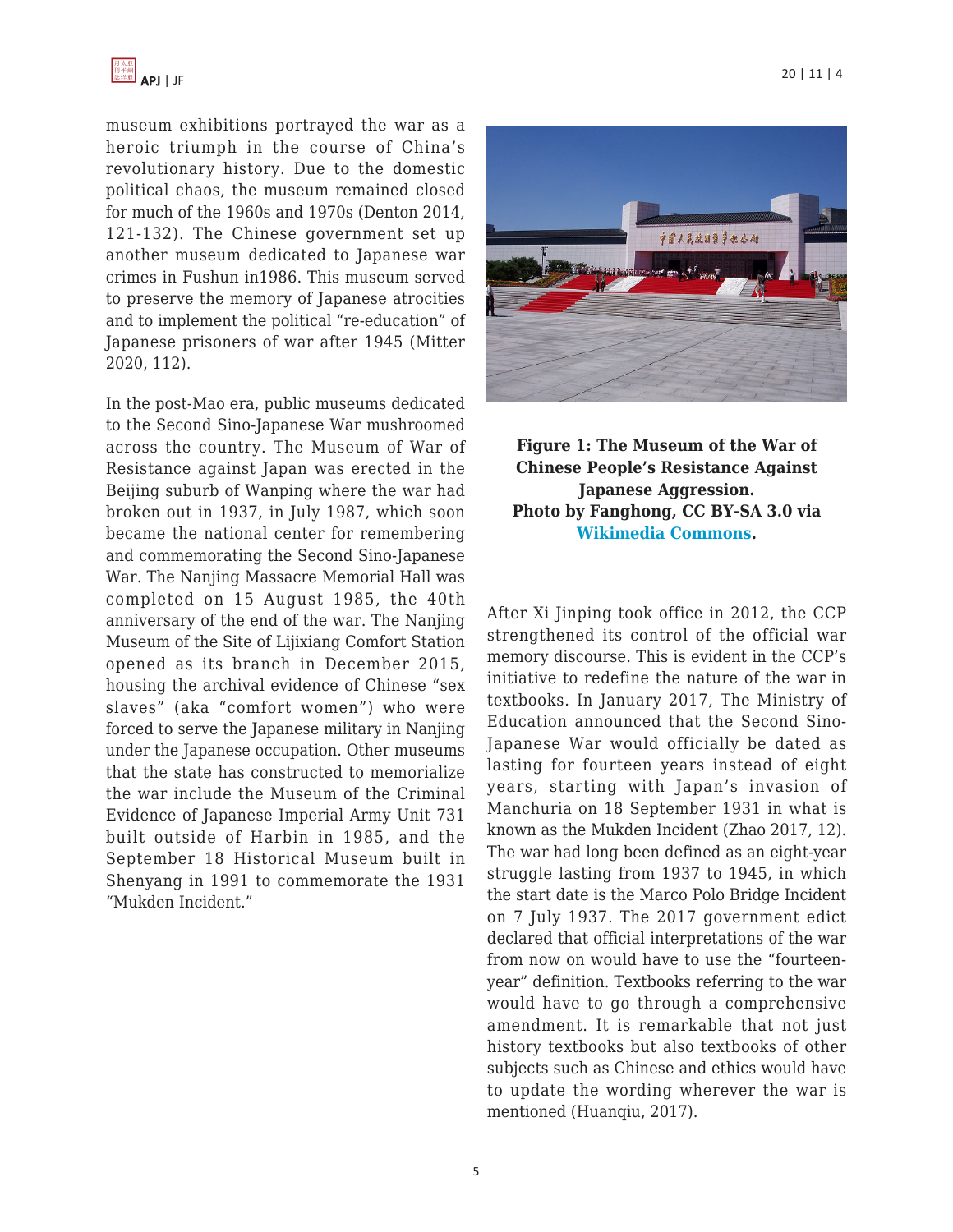museum exhibitions portrayed the war as a heroic triumph in the course of China's revolutionary history. Due to the domestic political chaos, the museum remained closed for much of the 1960s and 1970s (Denton 2014, 121-132). The Chinese government set up another museum dedicated to Japanese war crimes in Fushun in1986. This museum served to preserve the memory of Japanese atrocities and to implement the political "re-education" of Japanese prisoners of war after 1945 (Mitter 2020, 112).

In the post-Mao era, public museums dedicated to the Second Sino-Japanese War mushroomed across the country. The Museum of War of Resistance against Japan was erected in the Beijing suburb of Wanping where the war had broken out in 1937, in July 1987, which soon became the national center for remembering and commemorating the Second Sino-Japanese War. The Nanjing Massacre Memorial Hall was completed on 15 August 1985, the 40th anniversary of the end of the war. The Nanjing Museum of the Site of Lijixiang Comfort Station opened as its branch in December 2015, housing the archival evidence of Chinese "sex slaves" (aka "comfort women") who were forced to serve the Japanese military in Nanjing under the Japanese occupation. Other museums that the state has constructed to memorialize the war include the Museum of the Criminal Evidence of Japanese Imperial Army Unit 731 built outside of Harbin in 1985, and the September 18 Historical Museum built in Shenyang in 1991 to commemorate the 1931 "Mukden Incident."

**Figure 1: The Museum of the War of Chinese People's Resistance Against Japanese Aggression. Photo by Fanghong, CC BY-SA 3.0 via Wikimedia Commons.**

After Xi Jinping took office in 2012, the CCP strengthened its control of the official war memory discourse. This is evident in the CCP's initiative to redefine the nature of the war in textbooks. In January 2017, The Ministry of Education announced that the Second Sino-Japanese War would officially be dated as lasting for fourteen years instead of eight years, starting with Japan's invasion of Manchuria on 18 September 1931 in what is known as the Mukden Incident (Zhao 2017, 12). The war had long been defined as an eight-year struggle lasting from 1937 to 1945, in which the start date is the Marco Polo Bridge Incident on 7 July 1937. The 2017 government edict declared that official interpretations of the war from now on would have to use the "fourteen-year" definition. Textbooks referring to the war would have to go through a comprehensive amendment. It is remarkable that not just history textbooks but also textbooks of other subjects such as Chinese and ethics would have to update the wording wherever the war is mentioned (Huanqiu, 2017).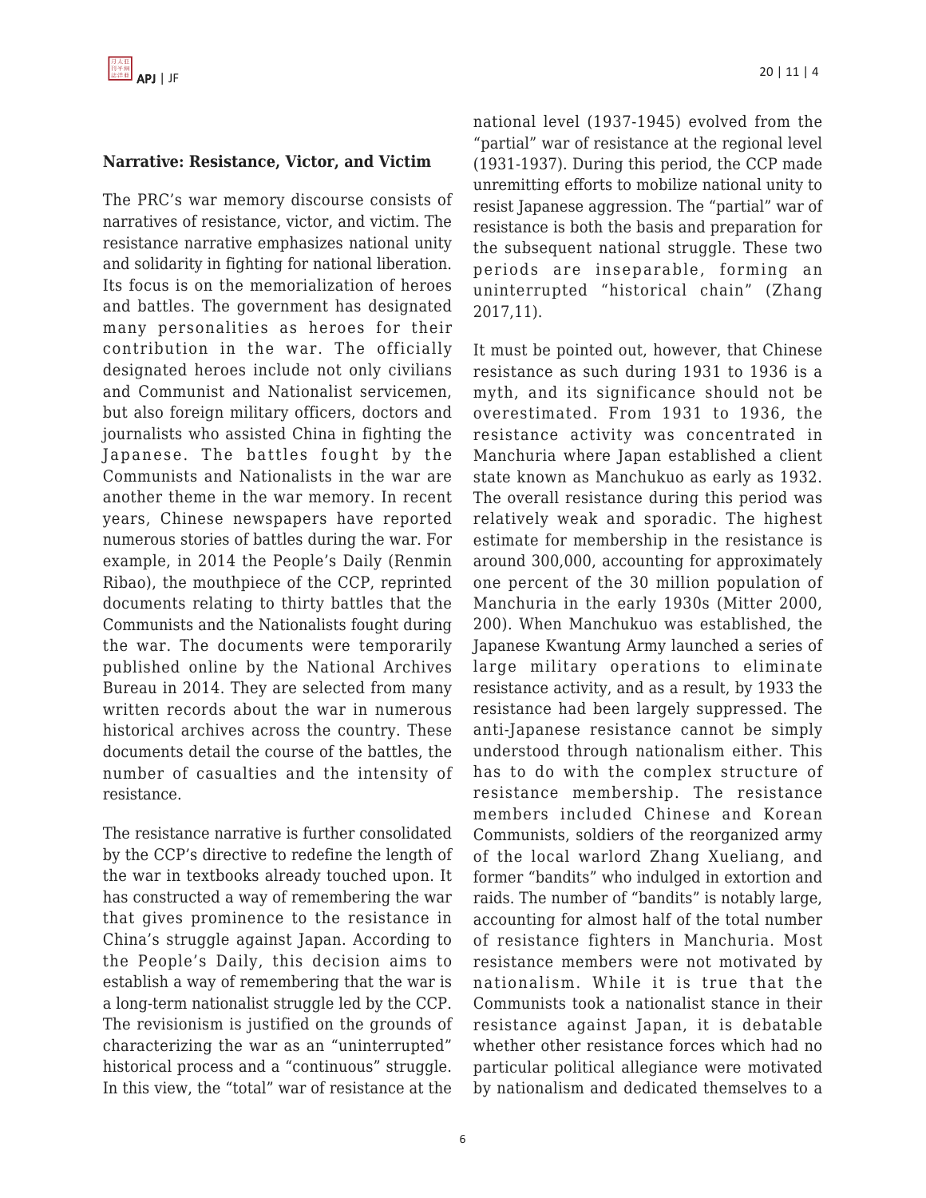### Narrative: Resistance, Victor, and Victim

The PRC's war memory discourse consists of narratives of resistance, victor, and victim. The resistance narrative emphasizes national unity and solidarity in fighting for national liberation. Its focus is on the memorialization of heroes and battles. The government has designated many personalities as heroes for their contribution in the war. The officially designated heroes include not only civilians and Communist and Nationalist servicemen, but also foreign military officers, doctors and journalists who assisted China in fighting the Japanese. The battles fought by the Communists and Nationalists in the war are another theme in the war memory. In recent years, Chinese newspapers have reported numerous stories of battles during the war. For example, in 2014 the People's Daily (Renmin Ribao), the mouthpiece of the CCP, reprinted documents relating to thirty battles that the Communists and the Nationalists fought during the war. The documents were temporarily published online by the National Archives Bureau in 2014. They are selected from many written records about the war in numerous historical archives across the country. These documents detail the course of the battles, the number of casualties and the intensity of resistance.

The resistance narrative is further consolidated by the CCP's directive to redefine the length of the war in textbooks already touched upon. It has constructed a way of remembering the war that gives prominence to the resistance in China's struggle against Japan. According to the People's Daily, this decision aims to establish a way of remembering that the war is a long-term nationalist struggle led by the CCP. The revisionism is justified on the grounds of characterizing the war as an "uninterrupted" historical process and a "continuous" struggle. In this view, the "total" war of resistance at the national level (1937-1945) evolved from the "partial" war of resistance at the regional level (1931-1937). During this period, the CCP made unremitting efforts to mobilize national unity to resist Japanese aggression. The "partial" war of resistance is both the basis and preparation for the subsequent national struggle. These two periods are inseparable, forming an uninterrupted "historical chain" (Zhang 2017,11).

It must be pointed out, however, that Chinese resistance as such during 1931 to 1936 is a myth, and its significance should not be overestimated. From 1931 to 1936, the resistance activity was concentrated in Manchuria where Japan established a client state known as Manchukuo as early as 1932. The overall resistance during this period was relatively weak and sporadic. The highest estimate for membership in the resistance is around 300,000, accounting for approximately one percent of the 30 million population of Manchuria in the early 1930s (Mitter 2000, 200). When Manchukuo was established, the Japanese Kwantung Army launched a series of large military operations to eliminate resistance activity, and as a result, by 1933 the resistance had been largely suppressed. The anti-Japanese resistance cannot be simply understood through nationalism either. This has to do with the complex structure of resistance membership. The resistance members included Chinese and Korean Communists, soldiers of the reorganized army of the local warlord Zhang Xueliang, and former "bandits" who indulged in extortion and raids. The number of "bandits" is notably large, accounting for almost half of the total number of resistance fighters in Manchuria. Most resistance members were not motivated by nationalism. While it is true that the Communists took a nationalist stance in their resistance against Japan, it is debatable whether other resistance forces which had no particular political allegiance were motivated by nationalism and dedicated themselves to a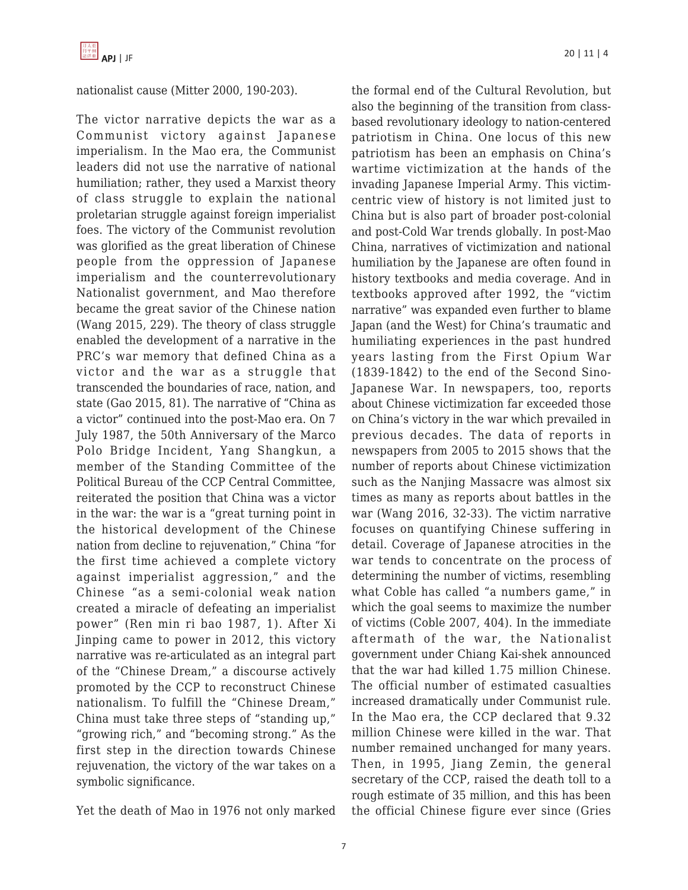nationalist cause (Mitter 2000, 190-203).

The victor narrative depicts the war as a Communist victory against Japanese imperialism. In the Mao era, the Communist leaders did not use the narrative of national humiliation; rather, they used a Marxist theory of class struggle to explain the national proletarian struggle against foreign imperialist foes. The victory of the Communist revolution was glorified as the great liberation of Chinese people from the oppression of Japanese imperialism and the counterrevolutionary Nationalist government, and Mao therefore became the great savior of the Chinese nation (Wang 2015, 229). The theory of class struggle enabled the development of a narrative in the PRC's war memory that defined China as a victor and the war as a struggle that transcended the boundaries of race, nation, and state (Gao 2015, 81). The narrative of "China as a victor" continued into the post-Mao era. On 7 July 1987, the 50th Anniversary of the Marco Polo Bridge Incident, Yang Shangkun, a member of the Standing Committee of the Political Bureau of the CCP Central Committee, reiterated the position that China was a victor in the war: the war is a "great turning point in the historical development of the Chinese nation from decline to rejuvenation," China "for the first time achieved a complete victory against imperialist aggression," and the Chinese "as a semi-colonial weak nation created a miracle of defeating an imperialist power" (Ren min ri bao 1987, 1). After Xi Jinping came to power in 2012, this victory narrative was re-articulated as an integral part of the "Chinese Dream," a discourse actively promoted by the CCP to reconstruct Chinese nationalism. To fulfill the "Chinese Dream," China must take three steps of "standing up," "growing rich," and "becoming strong." As the first step in the direction towards Chinese rejuvenation, the victory of the war takes on a symbolic significance.

Yet the death of Mao in 1976 not only marked the formal end of the Cultural Revolution, but also the beginning of the transition from class-based revolutionary ideology to nation-centered patriotism in China. One locus of this new patriotism has been an emphasis on China's wartime victimization at the hands of the invading Japanese Imperial Army. This victim-centric view of history is not limited just to China but is also part of broader post-colonial and post-Cold War trends globally. In post-Mao China, narratives of victimization and national humiliation by the Japanese are often found in history textbooks and media coverage. And in textbooks approved after 1992, the "victim narrative" was expanded even further to blame Japan (and the West) for China's traumatic and humiliating experiences in the past hundred years lasting from the First Opium War (1839-1842) to the end of the Second Sino-Japanese War. In newspapers, too, reports about Chinese victimization far exceeded those on China's victory in the war which prevailed in previous decades. The data of reports in newspapers from 2005 to 2015 shows that the number of reports about Chinese victimization such as the Nanjing Massacre was almost six times as many as reports about battles in the war (Wang 2016, 32-33). The victim narrative focuses on quantifying Chinese suffering in detail. Coverage of Japanese atrocities in the war tends to concentrate on the process of determining the number of victims, resembling what Coble has called "a numbers game," in which the goal seems to maximize the number of victims (Coble 2007, 404). In the immediate aftermath of the war, the Nationalist government under Chiang Kai-shek announced that the war had killed 1.75 million Chinese. The official number of estimated casualties increased dramatically under Communist rule. In the Mao era, the CCP declared that 9.32 million Chinese were killed in the war. That number remained unchanged for many years. Then, in 1995, Jiang Zemin, the general secretary of the CCP, raised the death toll to a rough estimate of 35 million, and this has been the official Chinese figure ever since (Gries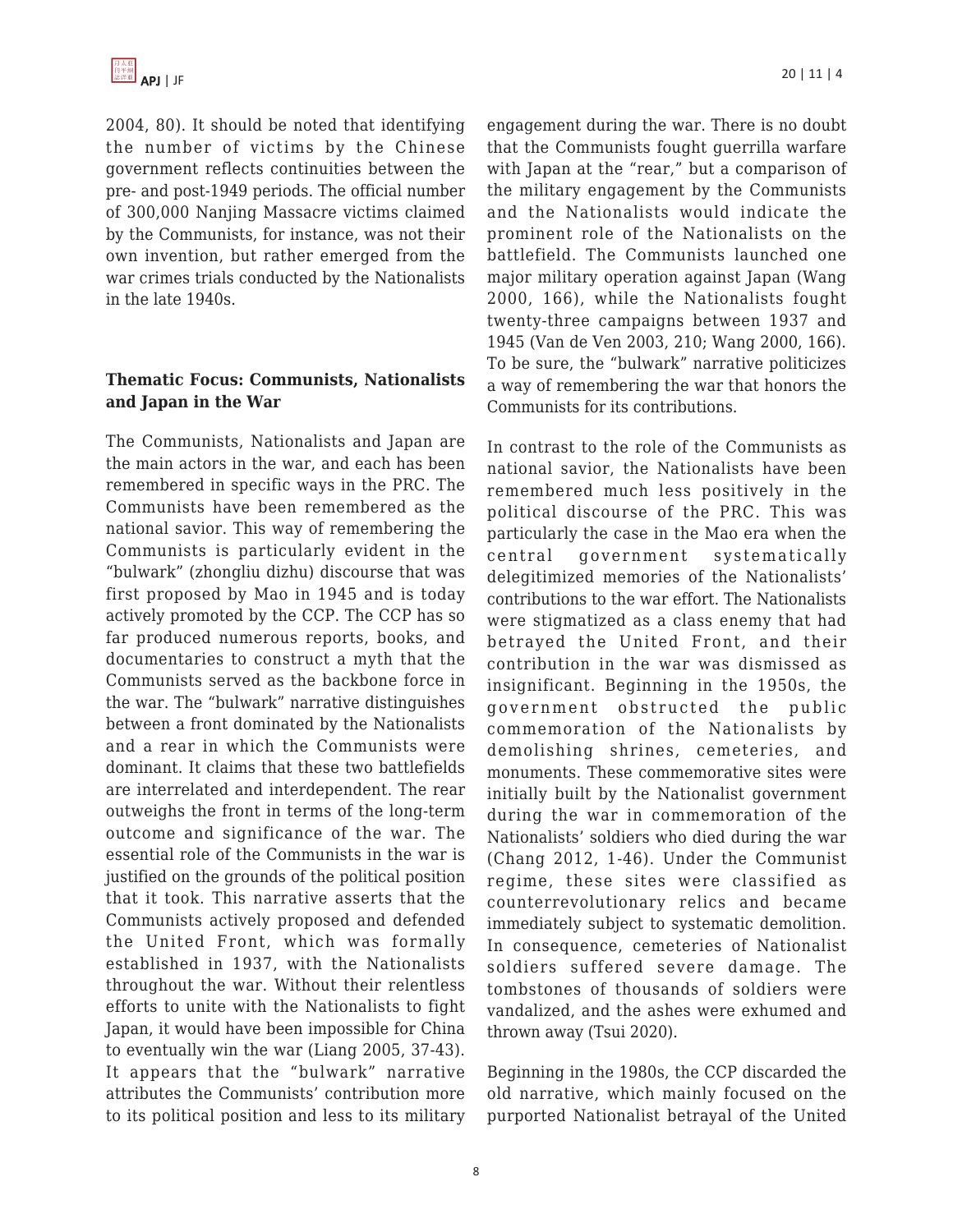2004, 80). It should be noted that identifying the number of victims by the Chinese government reflects continuities between the pre- and post-1949 periods. The official number of 300,000 Nanjing Massacre victims claimed by the Communists, for instance, was not their own invention, but rather emerged from the war crimes trials conducted by the Nationalists in the late 1940s.

## Thematic Focus: Communists, Nationalists and Japan in the War

The Communists, Nationalists and Japan are the main actors in the war, and each has been remembered in specific ways in the PRC. The Communists have been remembered as the national savior. This way of remembering the Communists is particularly evident in the "bulwark" (zhongliu dizhu) discourse that was first proposed by Mao in 1945 and is today actively promoted by the CCP. The CCP has so far produced numerous reports, books, and documentaries to construct a myth that the Communists served as the backbone force in the war. The "bulwark" narrative distinguishes between a front dominated by the Nationalists and a rear in which the Communists were dominant. It claims that these two battlefields are interrelated and interdependent. The rear outweighs the front in terms of the long-term outcome and significance of the war. The essential role of the Communists in the war is justified on the grounds of the political position that it took. This narrative asserts that the Communists actively proposed and defended the United Front, which was formally established in 1937, with the Nationalists throughout the war. Without their relentless efforts to unite with the Nationalists to fight Japan, it would have been impossible for China to eventually win the war (Liang 2005, 37-43). It appears that the "bulwark" narrative attributes the Communists' contribution more to its political position and less to its military engagement during the war. There is no doubt that the Communists fought guerrilla warfare with Japan at the "rear," but a comparison of the military engagement by the Communists and the Nationalists would indicate the prominent role of the Nationalists on the battlefield. The Communists launched one major military operation against Japan (Wang 2000, 166), while the Nationalists fought twenty-three campaigns between 1937 and 1945 (Van de Ven 2003, 210; Wang 2000, 166). To be sure, the "bulwark" narrative politicizes a way of remembering the war that honors the Communists for its contributions.

In contrast to the role of the Communists as national savior, the Nationalists have been remembered much less positively in the political discourse of the PRC. This was particularly the case in the Mao era when the central government systematically delegitimized memories of the Nationalists' contributions to the war effort. The Nationalists were stigmatized as a class enemy that had betrayed the United Front, and their contribution in the war was dismissed as insignificant. Beginning in the 1950s, the government obstructed the public commemoration of the Nationalists by demolishing shrines, cemeteries, and monuments. These commemorative sites were initially built by the Nationalist government during the war in commemoration of the Nationalists' soldiers who died during the war (Chang 2012, 1-46). Under the Communist regime, these sites were classified as counterrevolutionary relics and became immediately subject to systematic demolition. In consequence, cemeteries of Nationalist soldiers suffered severe damage. The tombstones of thousands of soldiers were vandalized, and the ashes were exhumed and thrown away (Tsui 2020).

Beginning in the 1980s, the CCP discarded the old narrative, which mainly focused on the purported Nationalist betrayal of the United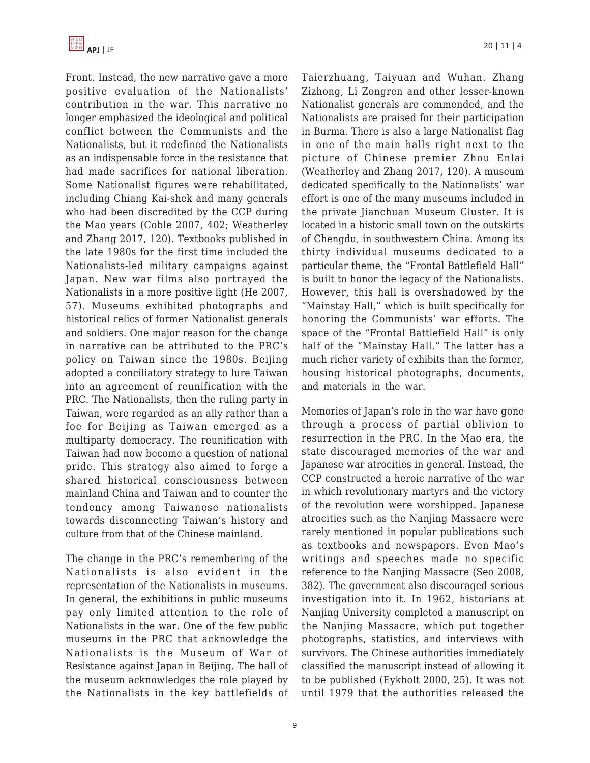Front. Instead, the new narrative gave a more positive evaluation of the Nationalists' contribution in the war. This narrative no longer emphasized the ideological and political conflict between the Communists and the Nationalists, but it redefined the Nationalists as an indispensable force in the resistance that had made sacrifices for national liberation. Some Nationalist figures were rehabilitated, including Chiang Kai-shek and many generals who had been discredited by the CCP during the Mao years (Coble 2007, 402; Weatherley and Zhang 2017, 120). Textbooks published in the late 1980s for the first time included the Nationalists-led military campaigns against Japan. New war films also portrayed the Nationalists in a more positive light (He 2007, 57). Museums exhibited photographs and historical relics of former Nationalist generals and soldiers. One major reason for the change in narrative can be attributed to the PRC's policy on Taiwan since the 1980s. Beijing adopted a conciliatory strategy to lure Taiwan into an agreement of reunification with the PRC. The Nationalists, then the ruling party in Taiwan, were regarded as an ally rather than a foe for Beijing as Taiwan emerged as a multiparty democracy. The reunification with Taiwan had now become a question of national pride. This strategy also aimed to forge a shared historical consciousness between mainland China and Taiwan and to counter the tendency among Taiwanese nationalists towards disconnecting Taiwan's history and culture from that of the Chinese mainland.

The change in the PRC's remembering of the Nationalists is also evident in the representation of the Nationalists in museums. In general, the exhibitions in public museums pay only limited attention to the role of Nationalists in the war. One of the few public museums in the PRC that acknowledge the Nationalists is the Museum of War of Resistance against Japan in Beijing. The hall of the museum acknowledges the role played by the Nationalists in the key battlefields of Taierzhuang, Taiyuan and Wuhan. Zhang Zizhong, Li Zongren and other lesser-known Nationalist generals are commended, and the Nationalists are praised for their participation in Burma. There is also a large Nationalist flag in one of the main halls right next to the picture of Chinese premier Zhou Enlai (Weatherley and Zhang 2017, 120). A museum dedicated specifically to the Nationalists' war effort is one of the many museums included in the private Jianchuan Museum Cluster. It is located in a historic small town on the outskirts of Chengdu, in southwestern China. Among its thirty individual museums dedicated to a particular theme, the "Frontal Battlefield Hall" is built to honor the legacy of the Nationalists. However, this hall is overshadowed by the "Mainstay Hall," which is built specifically for honoring the Communists' war efforts. The space of the "Frontal Battlefield Hall" is only half of the "Mainstay Hall." The latter has a much richer variety of exhibits than the former, housing historical photographs, documents, and materials in the war.

Memories of Japan's role in the war have gone through a process of partial oblivion to resurrection in the PRC. In the Mao era, the state discouraged memories of the war and Japanese war atrocities in general. Instead, the CCP constructed a heroic narrative of the war in which revolutionary martyrs and the victory of the revolution were worshipped. Japanese atrocities such as the Nanjing Massacre were rarely mentioned in popular publications such as textbooks and newspapers. Even Mao's writings and speeches made no specific reference to the Nanjing Massacre (Seo 2008, 382). The government also discouraged serious investigation into it. In 1962, historians at Nanjing University completed a manuscript on the Nanjing Massacre, which put together photographs, statistics, and interviews with survivors. The Chinese authorities immediately classified the manuscript instead of allowing it to be published (Eykholt 2000, 25). It was not until 1979 that the authorities released the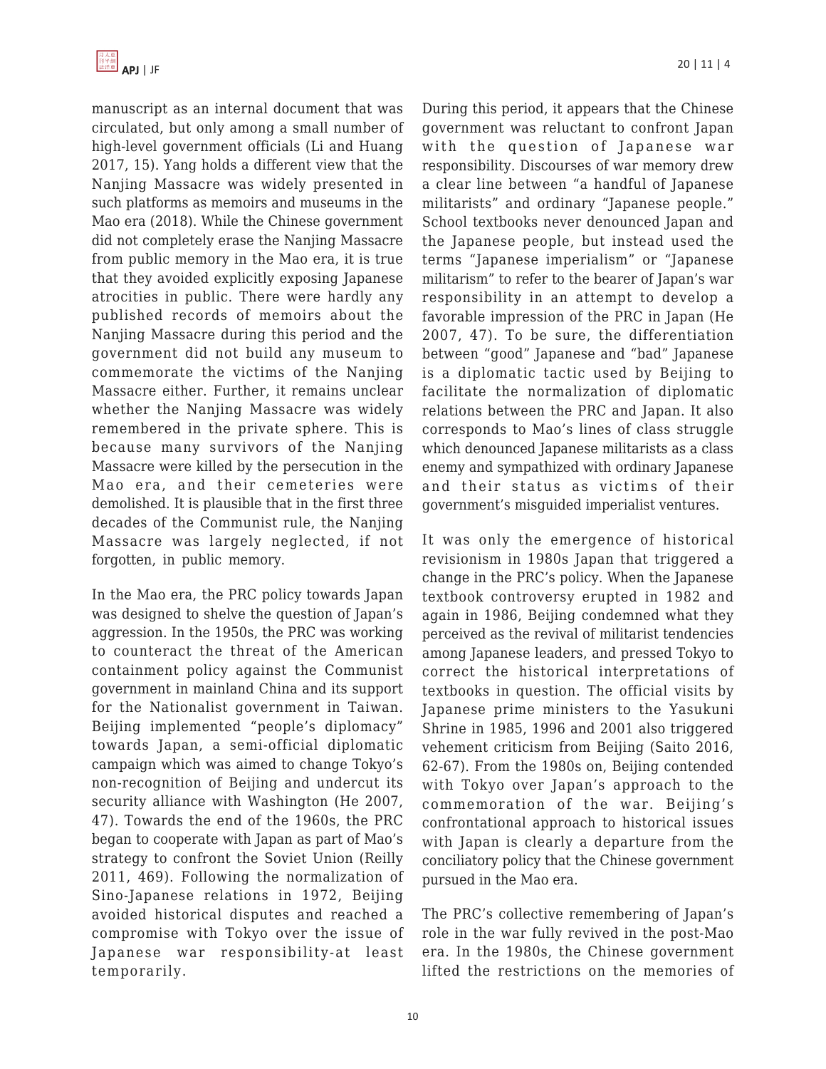manuscript as an internal document that was circulated, but only among a small number of high-level government officials (Li and Huang 2017, 15). Yang holds a different view that the Nanjing Massacre was widely presented in such platforms as memoirs and museums in the Mao era (2018). While the Chinese government did not completely erase the Nanjing Massacre from public memory in the Mao era, it is true that they avoided explicitly exposing Japanese atrocities in public. There were hardly any published records of memoirs about the Nanjing Massacre during this period and the government did not build any museum to commemorate the victims of the Nanjing Massacre either. Further, it remains unclear whether the Nanjing Massacre was widely remembered in the private sphere. This is because many survivors of the Nanjing Massacre were killed by the persecution in the Mao era, and their cemeteries were demolished. It is plausible that in the first three decades of the Communist rule, the Nanjing Massacre was largely neglected, if not forgotten, in public memory.

In the Mao era, the PRC policy towards Japan was designed to shelve the question of Japan's aggression. In the 1950s, the PRC was working to counteract the threat of the American containment policy against the Communist government in mainland China and its support for the Nationalist government in Taiwan. Beijing implemented "people's diplomacy" towards Japan, a semi-official diplomatic campaign which was aimed to change Tokyo's non-recognition of Beijing and undercut its security alliance with Washington (He 2007, 47). Towards the end of the 1960s, the PRC began to cooperate with Japan as part of Mao's strategy to confront the Soviet Union (Reilly 2011, 469). Following the normalization of Sino-Japanese relations in 1972, Beijing avoided historical disputes and reached a compromise with Tokyo over the issue of Japanese war responsibility-at least temporarily.

During this period, it appears that the Chinese government was reluctant to confront Japan with the question of Japanese war responsibility. Discourses of war memory drew a clear line between "a handful of Japanese militarists" and ordinary "Japanese people." School textbooks never denounced Japan and the Japanese people, but instead used the terms "Japanese imperialism" or "Japanese militarism" to refer to the bearer of Japan's war responsibility in an attempt to develop a favorable impression of the PRC in Japan (He 2007, 47). To be sure, the differentiation between "good" Japanese and "bad" Japanese is a diplomatic tactic used by Beijing to facilitate the normalization of diplomatic relations between the PRC and Japan. It also corresponds to Mao's lines of class struggle which denounced Japanese militarists as a class enemy and sympathized with ordinary Japanese and their status as victims of their government's misguided imperialist ventures.

It was only the emergence of historical revisionism in 1980s Japan that triggered a change in the PRC's policy. When the Japanese textbook controversy erupted in 1982 and again in 1986, Beijing condemned what they perceived as the revival of militarist tendencies among Japanese leaders, and pressed Tokyo to correct the historical interpretations of textbooks in question. The official visits by Japanese prime ministers to the Yasukuni Shrine in 1985, 1996 and 2001 also triggered vehement criticism from Beijing (Saito 2016, 62-67). From the 1980s on, Beijing contended with Tokyo over Japan's approach to the commemoration of the war. Beijing's confrontational approach to historical issues with Japan is clearly a departure from the conciliatory policy that the Chinese government pursued in the Mao era.

The PRC's collective remembering of Japan's role in the war fully revived in the post-Mao era. In the 1980s, the Chinese government lifted the restrictions on the memories of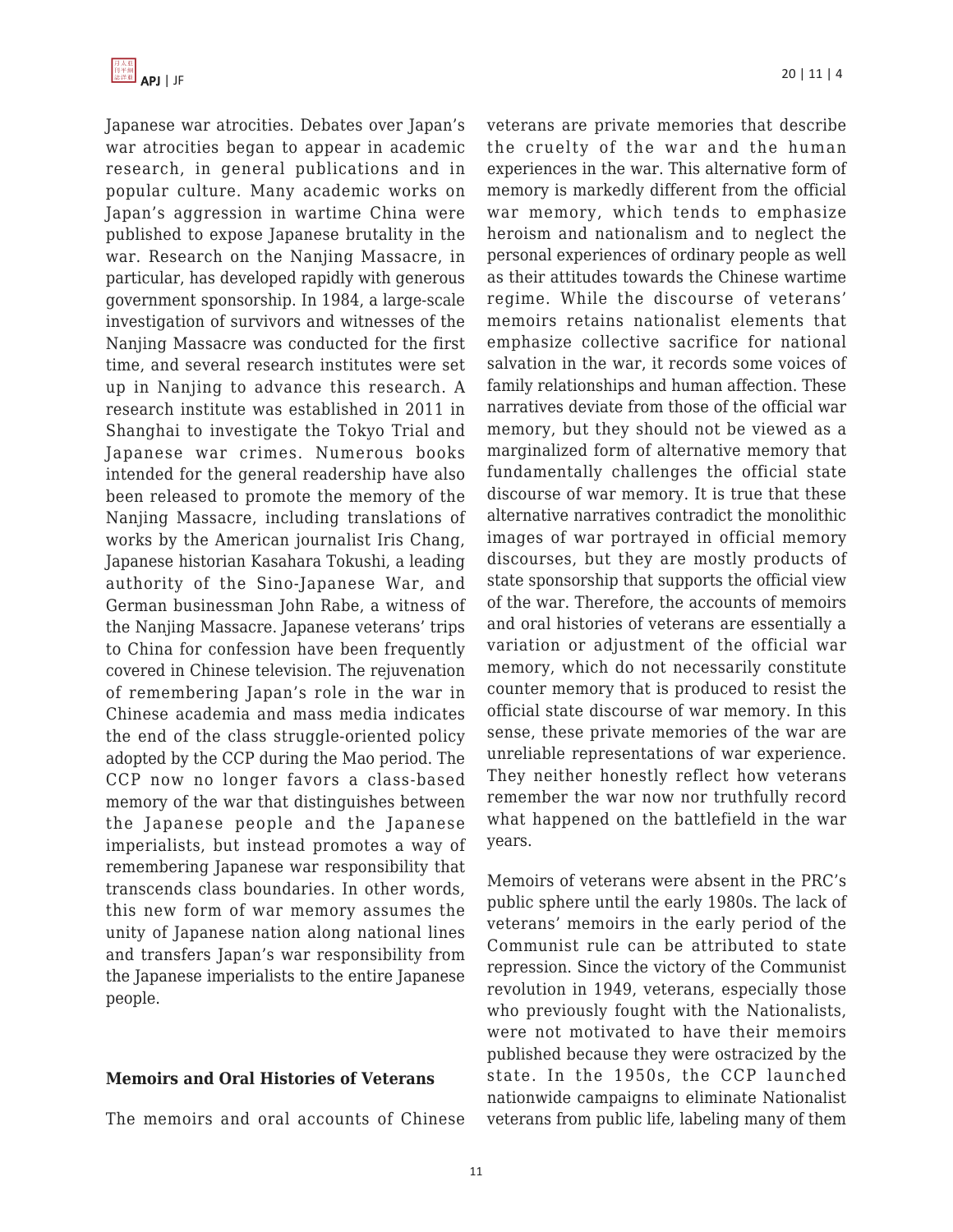Japanese war atrocities. Debates over Japan's war atrocities began to appear in academic research, in general publications and in popular culture. Many academic works on Japan's aggression in wartime China were published to expose Japanese brutality in the war. Research on the Nanjing Massacre, in particular, has developed rapidly with generous government sponsorship. In 1984, a large-scale investigation of survivors and witnesses of the Nanjing Massacre was conducted for the first time, and several research institutes were set up in Nanjing to advance this research. A research institute was established in 2011 in Shanghai to investigate the Tokyo Trial and Japanese war crimes. Numerous books intended for the general readership have also been released to promote the memory of the Nanjing Massacre, including translations of works by the American journalist Iris Chang, Japanese historian Kasahara Tokushi, a leading authority of the Sino-Japanese War, and German businessman John Rabe, a witness of the Nanjing Massacre. Japanese veterans' trips to China for confession have been frequently covered in Chinese television. The rejuvenation of remembering Japan's role in the war in Chinese academia and mass media indicates the end of the class struggle-oriented policy adopted by the CCP during the Mao period. The CCP now no longer favors a class-based memory of the war that distinguishes between the Japanese people and the Japanese imperialists, but instead promotes a way of remembering Japanese war responsibility that transcends class boundaries. In other words, this new form of war memory assumes the unity of Japanese nation along national lines and transfers Japan's war responsibility from the Japanese imperialists to the entire Japanese people.

## Memoirs and Oral Histories of Veterans

The memoirs and oral accounts of Chinese veterans are private memories that describe the cruelty of the war and the human experiences in the war. This alternative form of memory is markedly different from the official war memory, which tends to emphasize heroism and nationalism and to neglect the personal experiences of ordinary people as well as their attitudes towards the Chinese wartime regime. While the discourse of veterans' memoirs retains nationalist elements that emphasize collective sacrifice for national salvation in the war, it records some voices of family relationships and human affection. These narratives deviate from those of the official war memory, but they should not be viewed as a marginalized form of alternative memory that fundamentally challenges the official state discourse of war memory. It is true that these alternative narratives contradict the monolithic images of war portrayed in official memory discourses, but they are mostly products of state sponsorship that supports the official view of the war. Therefore, the accounts of memoirs and oral histories of veterans are essentially a variation or adjustment of the official war memory, which do not necessarily constitute counter memory that is produced to resist the official state discourse of war memory. In this sense, these private memories of the war are unreliable representations of war experience. They neither honestly reflect how veterans remember the war now nor truthfully record what happened on the battlefield in the war years.

Memoirs of veterans were absent in the PRC's public sphere until the early 1980s. The lack of veterans' memoirs in the early period of the Communist rule can be attributed to state repression. Since the victory of the Communist revolution in 1949, veterans, especially those who previously fought with the Nationalists, were not motivated to have their memoirs published because they were ostracized by the state. In the 1950s, the CCP launched nationwide campaigns to eliminate Nationalist veterans from public life, labeling many of them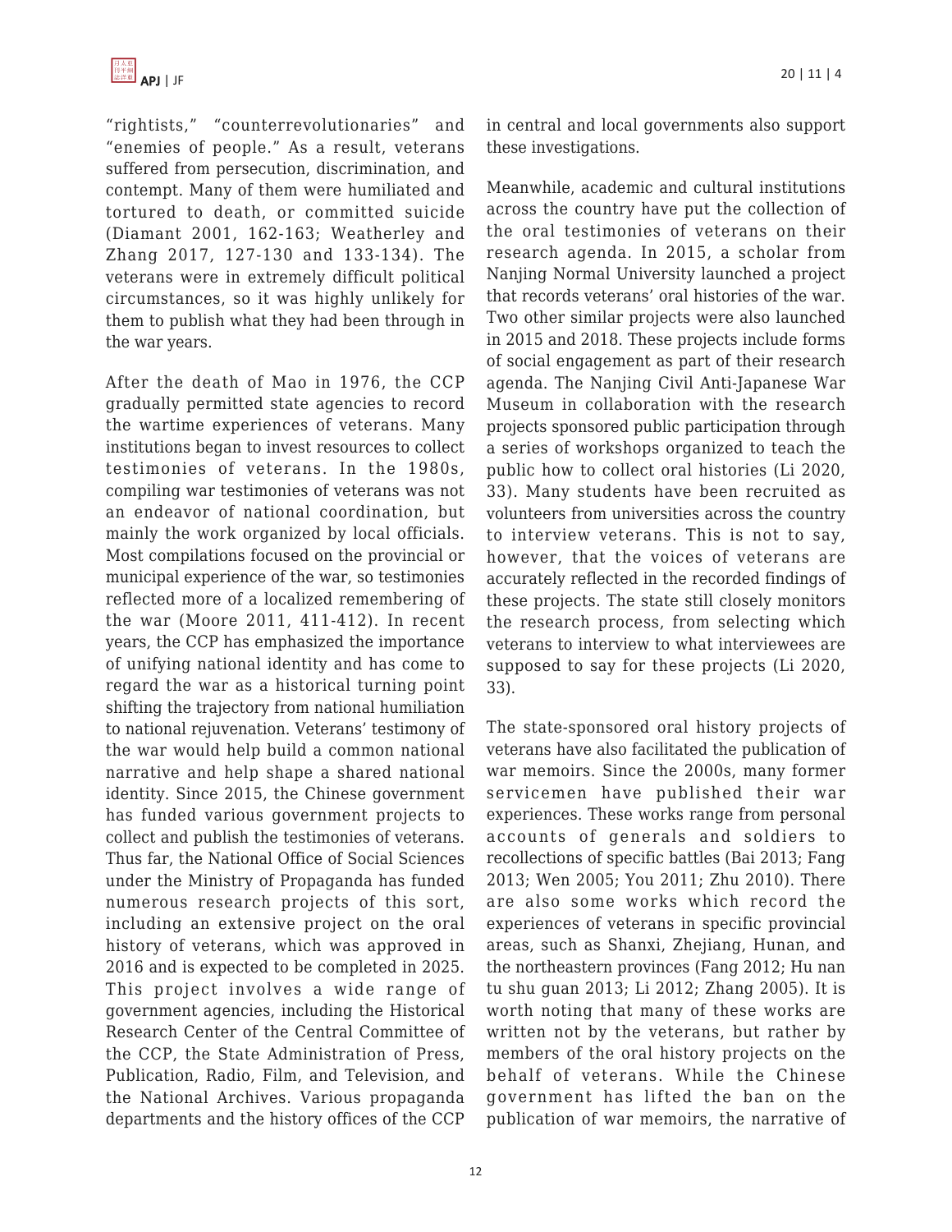"rightists," "counterrevolutionaries" and "enemies of people." As a result, veterans suffered from persecution, discrimination, and contempt. Many of them were humiliated and tortured to death, or committed suicide (Diamant 2001, 162-163; Weatherley and Zhang 2017, 127-130 and 133-134). The veterans were in extremely difficult political circumstances, so it was highly unlikely for them to publish what they had been through in the war years.

After the death of Mao in 1976, the CCP gradually permitted state agencies to record the wartime experiences of veterans. Many institutions began to invest resources to collect testimonies of veterans. In the 1980s, compiling war testimonies of veterans was not an endeavor of national coordination, but mainly the work organized by local officials. Most compilations focused on the provincial or municipal experience of the war, so testimonies reflected more of a localized remembering of the war (Moore 2011, 411-412). In recent years, the CCP has emphasized the importance of unifying national identity and has come to regard the war as a historical turning point shifting the trajectory from national humiliation to national rejuvenation. Veterans' testimony of the war would help build a common national narrative and help shape a shared national identity. Since 2015, the Chinese government has funded various government projects to collect and publish the testimonies of veterans. Thus far, the National Office of Social Sciences under the Ministry of Propaganda has funded numerous research projects of this sort, including an extensive project on the oral history of veterans, which was approved in 2016 and is expected to be completed in 2025. This project involves a wide range of government agencies, including the Historical Research Center of the Central Committee of the CCP, the State Administration of Press, Publication, Radio, Film, and Television, and the National Archives. Various propaganda departments and the history offices of the CCP in central and local governments also support these investigations.

Meanwhile, academic and cultural institutions across the country have put the collection of the oral testimonies of veterans on their research agenda. In 2015, a scholar from Nanjing Normal University launched a project that records veterans' oral histories of the war. Two other similar projects were also launched in 2015 and 2018. These projects include forms of social engagement as part of their research agenda. The Nanjing Civil Anti-Japanese War Museum in collaboration with the research projects sponsored public participation through a series of workshops organized to teach the public how to collect oral histories (Li 2020, 33). Many students have been recruited as volunteers from universities across the country to interview veterans. This is not to say, however, that the voices of veterans are accurately reflected in the recorded findings of these projects. The state still closely monitors the research process, from selecting which veterans to interview to what interviewees are supposed to say for these projects (Li 2020, 33).

The state-sponsored oral history projects of veterans have also facilitated the publication of war memoirs. Since the 2000s, many former servicemen have published their war experiences. These works range from personal accounts of generals and soldiers to recollections of specific battles (Bai 2013; Fang 2013; Wen 2005; You 2011; Zhu 2010). There are also some works which record the experiences of veterans in specific provincial areas, such as Shanxi, Zhejiang, Hunan, and the northeastern provinces (Fang 2012; Hu nan tu shu guan 2013; Li 2012; Zhang 2005). It is worth noting that many of these works are written not by the veterans, but rather by members of the oral history projects on the behalf of veterans. While the Chinese government has lifted the ban on the publication of war memoirs, the narrative of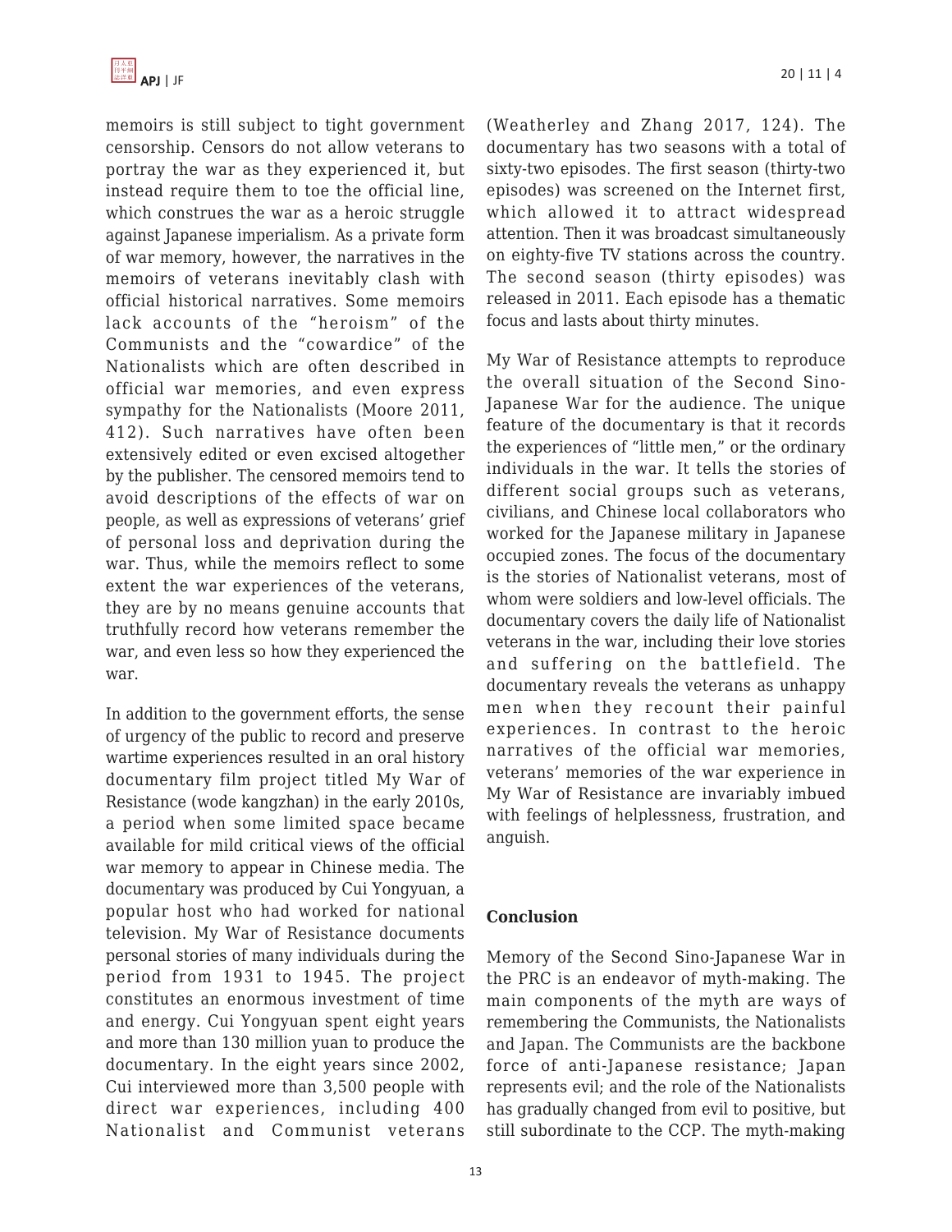memoirs is still subject to tight government censorship. Censors do not allow veterans to portray the war as they experienced it, but instead require them to toe the official line, which construes the war as a heroic struggle against Japanese imperialism. As a private form of war memory, however, the narratives in the memoirs of veterans inevitably clash with official historical narratives. Some memoirs lack accounts of the "heroism" of the Communists and the "cowardice" of the Nationalists which are often described in official war memories, and even express sympathy for the Nationalists (Moore 2011, 412). Such narratives have often been extensively edited or even excised altogether by the publisher. The censored memoirs tend to avoid descriptions of the effects of war on people, as well as expressions of veterans' grief of personal loss and deprivation during the war. Thus, while the memoirs reflect to some extent the war experiences of the veterans, they are by no means genuine accounts that truthfully record how veterans remember the war, and even less so how they experienced the war.

In addition to the government efforts, the sense of urgency of the public to record and preserve wartime experiences resulted in an oral history documentary film project titled My War of Resistance (wode kangzhan) in the early 2010s, a period when some limited space became available for mild critical views of the official war memory to appear in Chinese media. The documentary was produced by Cui Yongyuan, a popular host who had worked for national television. My War of Resistance documents personal stories of many individuals during the period from 1931 to 1945. The project constitutes an enormous investment of time and energy. Cui Yongyuan spent eight years and more than 130 million yuan to produce the documentary. In the eight years since 2002, Cui interviewed more than 3,500 people with direct war experiences, including 400 Nationalist and Communist veterans (Weatherley and Zhang 2017, 124). The documentary has two seasons with a total of sixty-two episodes. The first season (thirty-two episodes) was screened on the Internet first, which allowed it to attract widespread attention. Then it was broadcast simultaneously on eighty-five TV stations across the country. The second season (thirty episodes) was released in 2011. Each episode has a thematic focus and lasts about thirty minutes.

My War of Resistance attempts to reproduce the overall situation of the Second Sino-Japanese War for the audience. The unique feature of the documentary is that it records the experiences of "little men," or the ordinary individuals in the war. It tells the stories of different social groups such as veterans, civilians, and Chinese local collaborators who worked for the Japanese military in Japanese occupied zones. The focus of the documentary is the stories of Nationalist veterans, most of whom were soldiers and low-level officials. The documentary covers the daily life of Nationalist veterans in the war, including their love stories and suffering on the battlefield. The documentary reveals the veterans as unhappy men when they recount their painful experiences. In contrast to the heroic narratives of the official war memories, veterans' memories of the war experience in My War of Resistance are invariably imbued with feelings of helplessness, frustration, and anguish.

## Conclusion

Memory of the Second Sino-Japanese War in the PRC is an endeavor of myth-making. The main components of the myth are ways of remembering the Communists, the Nationalists and Japan. The Communists are the backbone force of anti-Japanese resistance; Japan represents evil; and the role of the Nationalists has gradually changed from evil to positive, but still subordinate to the CCP. The myth-making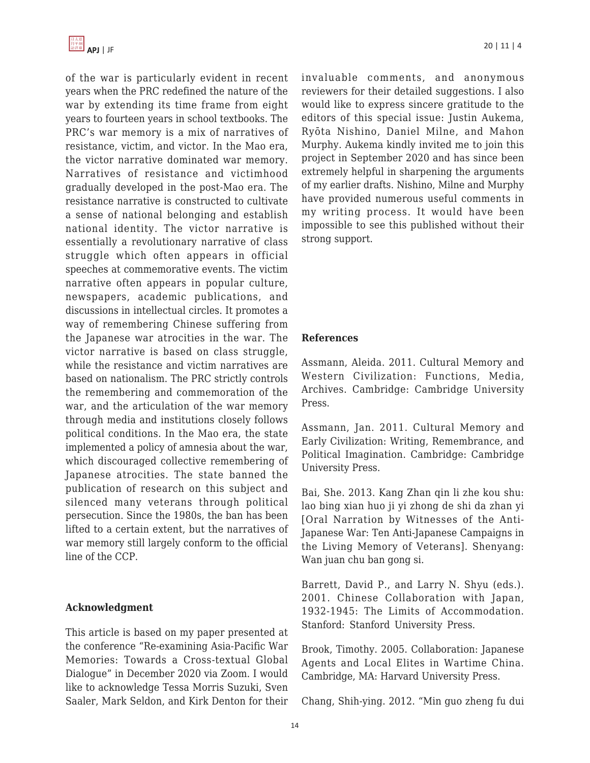of the war is particularly evident in recent years when the PRC redefined the nature of the war by extending its time frame from eight years to fourteen years in school textbooks. The PRC's war memory is a mix of narratives of resistance, victim, and victor. In the Mao era, the victor narrative dominated war memory. Narratives of resistance and victimhood gradually developed in the post-Mao era. The resistance narrative is constructed to cultivate a sense of national belonging and establish national identity. The victor narrative is essentially a revolutionary narrative of class struggle which often appears in official speeches at commemorative events. The victim narrative often appears in popular culture, newspapers, academic publications, and discussions in intellectual circles. It promotes a way of remembering Chinese suffering from the Japanese war atrocities in the war. The victor narrative is based on class struggle, while the resistance and victim narratives are based on nationalism. The PRC strictly controls the remembering and commemoration of the war, and the articulation of the war memory through media and institutions closely follows political conditions. In the Mao era, the state implemented a policy of amnesia about the war, which discouraged collective remembering of Japanese atrocities. The state banned the publication of research on this subject and silenced many veterans through political persecution. Since the 1980s, the ban has been lifted to a certain extent, but the narratives of war memory still largely conform to the official line of the CCP.

## Acknowledgment

This article is based on my paper presented at the conference "Re-examining Asia-Pacific War Memories: Towards a Cross-textual Global Dialogue" in December 2020 via Zoom. I would like to acknowledge Tessa Morris Suzuki, Sven Saaler, Mark Seldon, and Kirk Denton for their invaluable comments, and anonymous reviewers for their detailed suggestions. I also would like to express sincere gratitude to the editors of this special issue: Justin Aukema, Ryōta Nishino, Daniel Milne, and Mahon Murphy. Aukema kindly invited me to join this project in September 2020 and has since been extremely helpful in sharpening the arguments of my earlier drafts. Nishino, Milne and Murphy have provided numerous useful comments in my writing process. It would have been impossible to see this published without their strong support.

## References

Assmann, Aleida. 2011. Cultural Memory and Western Civilization: Functions, Media, Archives. Cambridge: Cambridge University Press.

Assmann, Jan. 2011. Cultural Memory and Early Civilization: Writing, Remembrance, and Political Imagination. Cambridge: Cambridge University Press.

Bai, She. 2013. Kang Zhan qin li zhe kou shu: lao bing xian huo ji yi zhong de shi da zhan yi [Oral Narration by Witnesses of the Anti-Japanese War: Ten Anti-Japanese Campaigns in the Living Memory of Veterans]. Shenyang: Wan juan chu ban gong si.

Barrett, David P., and Larry N. Shyu (eds.). 2001. Chinese Collaboration with Japan, 1932-1945: The Limits of Accommodation. Stanford: Stanford University Press.

Brook, Timothy. 2005. Collaboration: Japanese Agents and Local Elites in Wartime China. Cambridge, MA: Harvard University Press.

Chang, Shih-ying. 2012. "Min guo zheng fu dui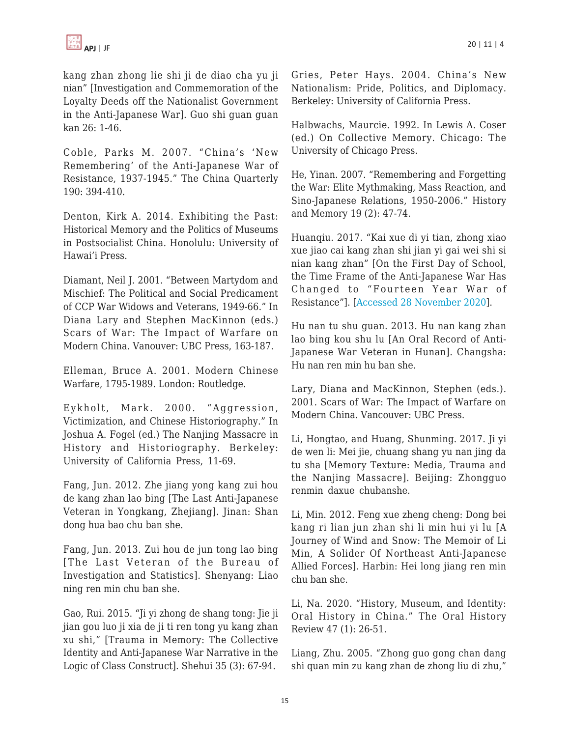kang zhan zhong lie shi ji de diao cha yu ji nian" [Investigation and Commemoration of the Loyalty Deeds off the Nationalist Government in the Anti-Japanese War]. Guo shi guan guan kan 26: 1-46.

Coble, Parks M. 2007. "China's 'New Remembering' of the Anti-Japanese War of Resistance, 1937-1945." The China Quarterly 190: 394-410.

Denton, Kirk A. 2014. Exhibiting the Past: Historical Memory and the Politics of Museums in Postsocialist China. Honolulu: University of Hawai'i Press.

Diamant, Neil J. 2001. "Between Martydom and Mischief: The Political and Social Predicament of CCP War Widows and Veterans, 1949-66." In Diana Lary and Stephen MacKinnon (eds.) Scars of War: The Impact of Warfare on Modern China. Vanouver: UBC Press, 163-187.

Elleman, Bruce A. 2001. Modern Chinese Warfare, 1795-1989. London: Routledge.

Eykholt, Mark. 2000. "Aggression, Victimization, and Chinese Historiography." In Joshua A. Fogel (ed.) The Nanjing Massacre in History and Historiography. Berkeley: University of California Press, 11-69.

Fang, Jun. 2012. Zhe jiang yong kang zui hou de kang zhan lao bing [The Last Anti-Japanese Veteran in Yongkang, Zhejiang]. Jinan: Shan dong hua bao chu ban she.

Fang, Jun. 2013. Zui hou de jun tong lao bing [The Last Veteran of the Bureau of Investigation and Statistics]. Shenyang: Liao ning ren min chu ban she.

Gao, Rui. 2015. "Ji yi zhong de shang tong: Jie ji jian gou luo ji xia de ji ti ren tong yu kang zhan xu shi," [Trauma in Memory: The Collective Identity and Anti-Japanese War Narrative in the Logic of Class Construct]. Shehui 35 (3): 67-94.

Gries, Peter Hays. 2004. China's New Nationalism: Pride, Politics, and Diplomacy. Berkeley: University of California Press.

Halbwachs, Maurcie. 1992. In Lewis A. Coser (ed.) On Collective Memory. Chicago: The University of Chicago Press.

He, Yinan. 2007. "Remembering and Forgetting the War: Elite Mythmaking, Mass Reaction, and Sino-Japanese Relations, 1950-2006." History and Memory 19 (2): 47-74.

Huanqiu. 2017. "Kai xue di yi tian, zhong xiao xue jiao cai kang zhan shi jian yi gai wei shi si nian kang zhan" [On the First Day of School, the Time Frame of the Anti-Japanese War Has Changed to "Fourteen Year War of Resistance"]. [Accessed 28 November 2020].

Hu nan tu shu guan. 2013. Hu nan kang zhan lao bing kou shu lu [An Oral Record of Anti-Japanese War Veteran in Hunan]. Changsha: Hu nan ren min hu ban she.

Lary, Diana and MacKinnon, Stephen (eds.). 2001. Scars of War: The Impact of Warfare on Modern China. Vancouver: UBC Press.

Li, Hongtao, and Huang, Shunming. 2017. Ji yi de wen li: Mei jie, chuang shang yu nan jing da tu sha [Memory Texture: Media, Trauma and the Nanjing Massacre]. Beijing: Zhongguo renmin daxue chubanshe.

Li, Min. 2012. Feng xue zheng cheng: Dong bei kang ri lian jun zhan shi li min hui yi lu [A Journey of Wind and Snow: The Memoir of Li Min, A Solider Of Northeast Anti-Japanese Allied Forces]. Harbin: Hei long jiang ren min chu ban she.

Li, Na. 2020. "History, Museum, and Identity: Oral History in China." The Oral History Review 47 (1): 26-51.

Liang, Zhu. 2005. "Zhong guo gong chan dang shi quan min zu kang zhan de zhong liu di zhu,"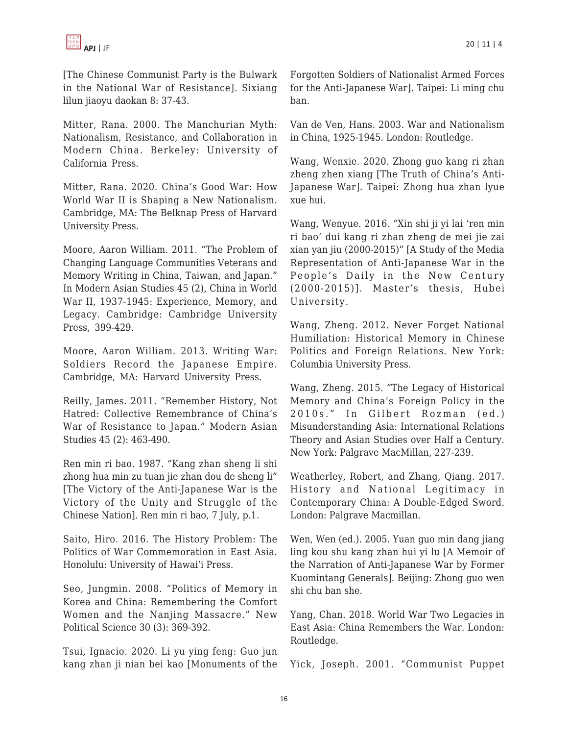[The Chinese Communist Party is the Bulwark in the National War of Resistance]. Sixiang lilun jiaoyu daokan 8: 37-43.

Mitter, Rana. 2000. The Manchurian Myth: Nationalism, Resistance, and Collaboration in Modern China. Berkeley: University of California Press.

Mitter, Rana. 2020. China's Good War: How World War II is Shaping a New Nationalism. Cambridge, MA: The Belknap Press of Harvard University Press.

Moore, Aaron William. 2011. "The Problem of Changing Language Communities Veterans and Memory Writing in China, Taiwan, and Japan." In Modern Asian Studies 45 (2), China in World War II, 1937-1945: Experience, Memory, and Legacy. Cambridge: Cambridge University Press, 399-429.

Moore, Aaron William. 2013. Writing War: Soldiers Record the Japanese Empire. Cambridge, MA: Harvard University Press.

Reilly, James. 2011. "Remember History, Not Hatred: Collective Remembrance of China's War of Resistance to Japan." Modern Asian Studies 45 (2): 463-490.

Ren min ri bao. 1987. "Kang zhan sheng li shi zhong hua min zu tuan jie zhan dou de sheng li" [The Victory of the Anti-Japanese War is the Victory of the Unity and Struggle of the Chinese Nation]. Ren min ri bao, 7 July, p.1.

Saito, Hiro. 2016. The History Problem: The Politics of War Commemoration in East Asia. Honolulu: University of Hawai'i Press.

Seo, Jungmin. 2008. "Politics of Memory in Korea and China: Remembering the Comfort Women and the Nanjing Massacre." New Political Science 30 (3): 369-392.

Tsui, Ignacio. 2020. Li yu ying feng: Guo jun kang zhan ji nian bei kao [Monuments of the Forgotten Soldiers of Nationalist Armed Forces for the Anti-Japanese War]. Taipei: Li ming chu ban.

Van de Ven, Hans. 2003. War and Nationalism in China, 1925-1945. London: Routledge.

Wang, Wenxie. 2020. Zhong guo kang ri zhan zheng zhen xiang [The Truth of China's Anti-Japanese War]. Taipei: Zhong hua zhan lyue xue hui.

Wang, Wenyue. 2016. "Xin shi ji yi lai 'ren min ri bao' dui kang ri zhan zheng de mei jie zai xian yan jiu (2000-2015)" [A Study of the Media Representation of Anti-Japanese War in the People's Daily in the New Century (2000-2015)]. Master's thesis, Hubei University.

Wang, Zheng. 2012. Never Forget National Humiliation: Historical Memory in Chinese Politics and Foreign Relations. New York: Columbia University Press.

Wang, Zheng. 2015. "The Legacy of Historical Memory and China's Foreign Policy in the 2010s." In Gilbert Rozman (ed.) Misunderstanding Asia: International Relations Theory and Asian Studies over Half a Century. New York: Palgrave MacMillan, 227-239.

Weatherley, Robert, and Zhang, Qiang. 2017. History and National Legitimacy in Contemporary China: A Double-Edged Sword. London: Palgrave Macmillan.

Wen, Wen (ed.). 2005. Yuan guo min dang jiang ling kou shu kang zhan hui yi lu [A Memoir of the Narration of Anti-Japanese War by Former Kuomintang Generals]. Beijing: Zhong guo wen shi chu ban she.

Yang, Chan. 2018. World War Two Legacies in East Asia: China Remembers the War. London: Routledge.

Yick, Joseph. 2001. "Communist Puppet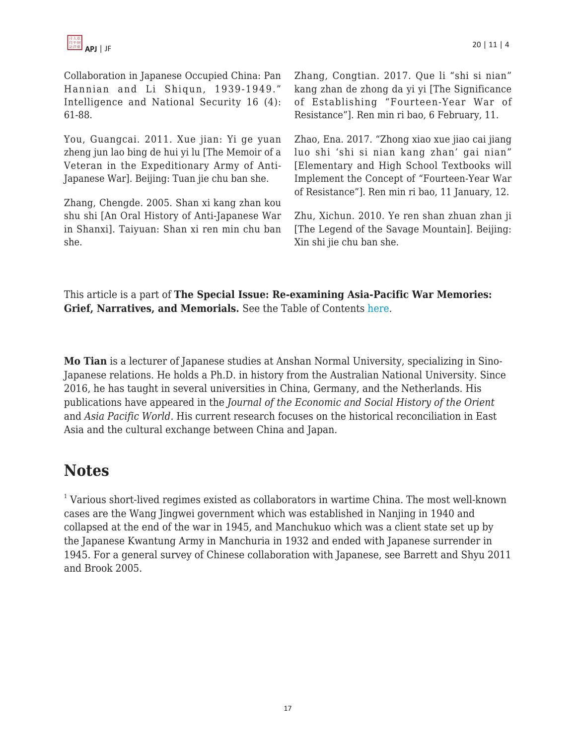Collaboration in Japanese Occupied China: Pan Hannian and Li Shiqun, 1939-1949." Intelligence and National Security 16 (4): 61-88.

You, Guangcai. 2011. Xue jian: Yi ge yuan zheng jun lao bing de hui yi lu [The Memoir of a Veteran in the Expeditionary Army of Anti-Japanese War]. Beijing: Tuan jie chu ban she.

Zhang, Chengde. 2005. Shan xi kang zhan kou shu shi [An Oral History of Anti-Japanese War in Shanxi]. Taiyuan: Shan xi ren min chu ban she.

Zhang, Congtian. 2017. Que li "shi si nian" kang zhan de zhong da yi yi [The Significance of Establishing "Fourteen-Year War of Resistance"]. Ren min ri bao, 6 February, 11.

Zhao, Ena. 2017. "Zhong xiao xue jiao cai jiang luo shi 'shi si nian kang zhan' gai nian" [Elementary and High School Textbooks will Implement the Concept of "Fourteen-Year War of Resistance"]. Ren min ri bao, 11 January, 12.

Zhu, Xichun. 2010. Ye ren shan zhuan zhan ji [The Legend of the Savage Mountain]. Beijing: Xin shi jie chu ban she.

This article is a part of **The Special Issue: Re-examining Asia-Pacific War Memories: Grief, Narratives, and Memorials.** See the Table of Contents here.

**Mo Tian** is a lecturer of Japanese studies at Anshan Normal University, specializing in Sino-Japanese relations. He holds a Ph.D. in history from the Australian National University. Since 2016, he has taught in several universities in China, Germany, and the Netherlands. His publications have appeared in the *Journal of the Economic and Social History of the Orient* and *Asia Pacific World*. His current research focuses on the historical reconciliation in East Asia and the cultural exchange between China and Japan.

## Notes

[1] Various short-lived regimes existed as collaborators in wartime China. The most well-known cases are the Wang Jingwei government which was established in Nanjing in 1940 and collapsed at the end of the war in 1945, and Manchukuo which was a client state set up by the Japanese Kwantung Army in Manchuria in 1932 and ended with Japanese surrender in 1945. For a general survey of Chinese collaboration with Japanese, see Barrett and Shyu 2011 and Brook 2005.